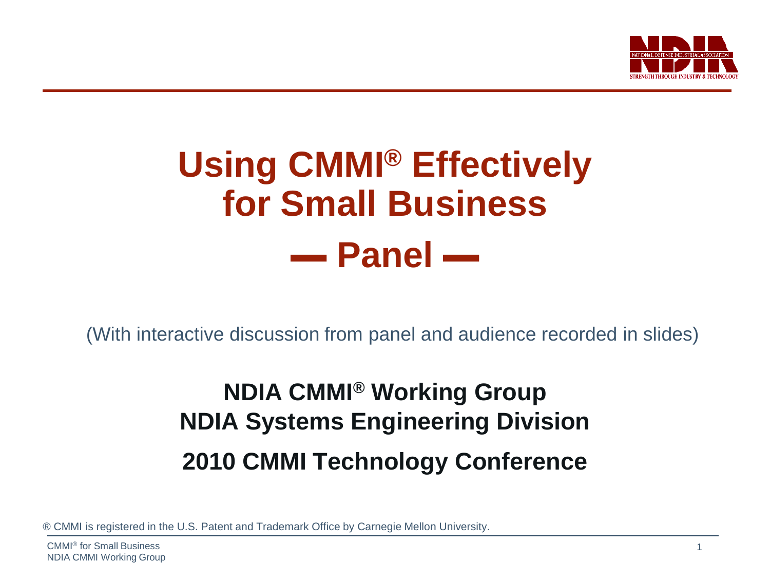# Using CMMI® Effectively for Small Business

# — Panel —

(With interactive discussion from panel and audience recorded in slides)

**NDIA CMMI® Working Group**
**NDIA Systems Engineering Division**

**2010 CMMI Technology Conference**

® CMMI is registered in the U.S. Patent and Trademark Office by Carnegie Mellon University.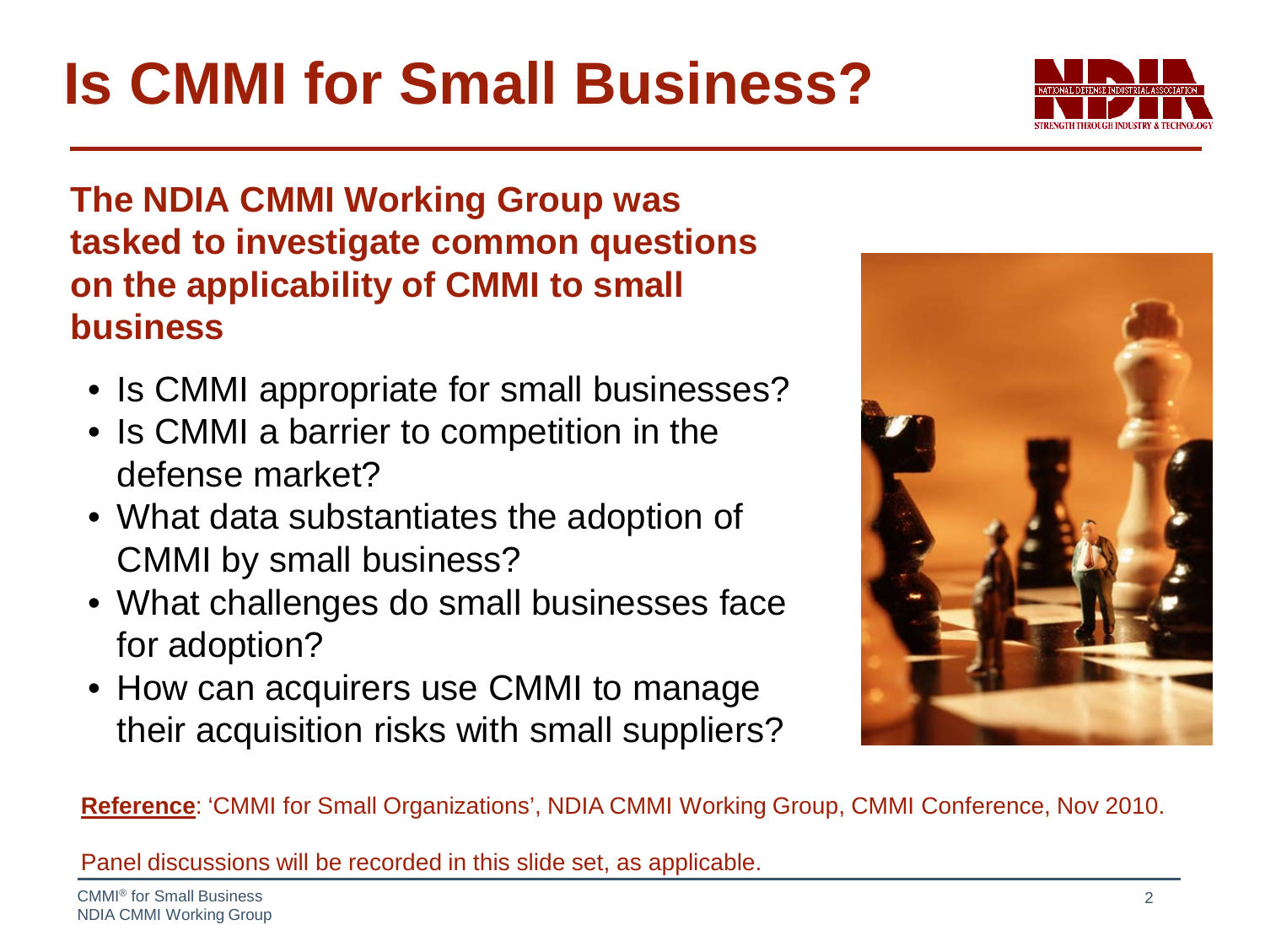# Is CMMI for Small Business?

**The NDIA CMMI Working Group was tasked to investigate common questions on the applicability of CMMI to small business**

- Is CMMI appropriate for small businesses?
- Is CMMI a barrier to competition in the defense market?
- What data substantiates the adoption of CMMI by small business?
- What challenges do small businesses face for adoption?
- How can acquirers use CMMI to manage their acquisition risks with small suppliers?

**Reference**: 'CMMI for Small Organizations', NDIA CMMI Working Group, CMMI Conference, Nov 2010.

Panel discussions will be recorded in this slide set, as applicable.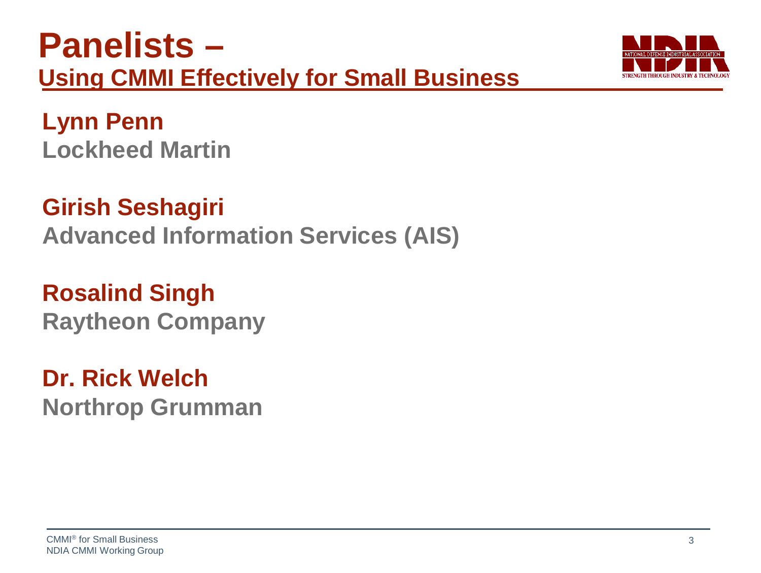# Panelists –

## Using CMMI Effectively for Small Business

**Lynn Penn**
**Lockheed Martin**

**Girish Seshagiri**
**Advanced Information Services (AIS)**

**Rosalind Singh**
**Raytheon Company**

**Dr. Rick Welch**
**Northrop Grumman**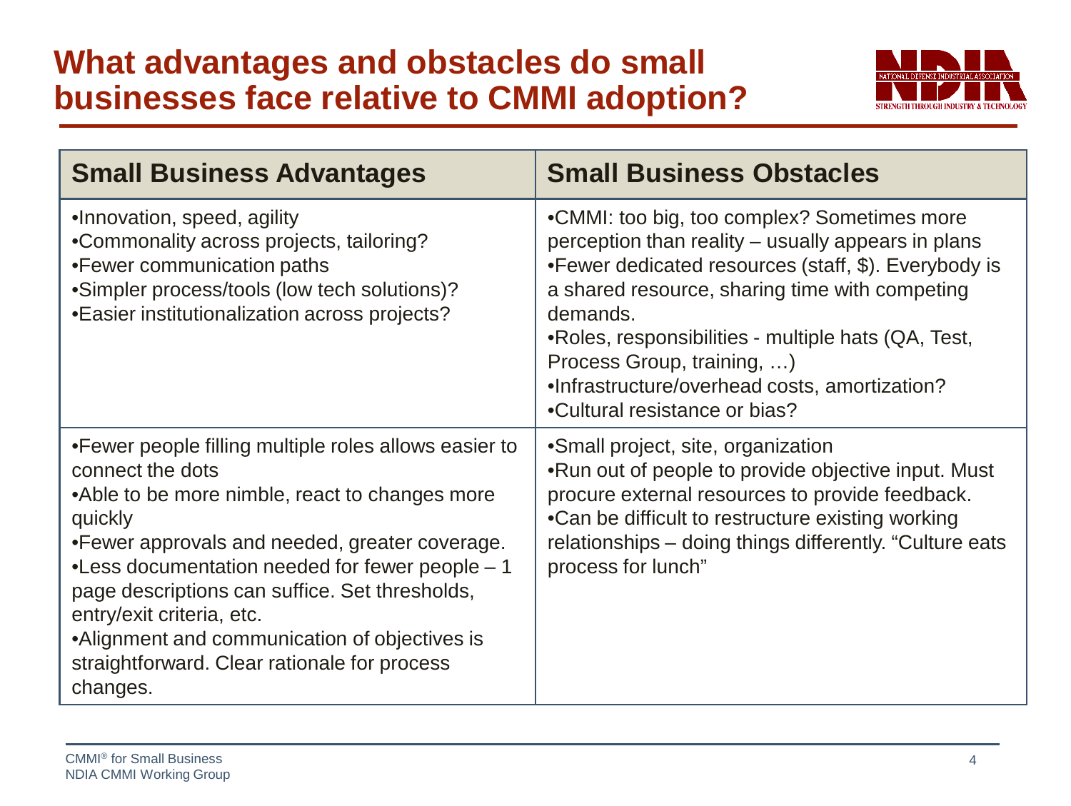# What advantages and obstacles do small businesses face relative to CMMI adoption?

| Small Business Advantages | Small Business Obstacles |
| --- | --- |
| •Innovation, speed, agility<br>•Commonality across projects, tailoring?<br>•Fewer communication paths<br>•Simpler process/tools (low tech solutions)?<br>•Easier institutionalization across projects? | •CMMI: too big, too complex? Sometimes more perception than reality – usually appears in plans<br>•Fewer dedicated resources (staff, $). Everybody is a shared resource, sharing time with competing demands.<br>•Roles, responsibilities - multiple hats (QA, Test, Process Group, training, …)<br>•Infrastructure/overhead costs, amortization?<br>•Cultural resistance or bias? |
| •Fewer people filling multiple roles allows easier to connect the dots<br>•Able to be more nimble, react to changes more quickly<br>•Fewer approvals and needed, greater coverage.<br>•Less documentation needed for fewer people – 1 page descriptions can suffice. Set thresholds, entry/exit criteria, etc.<br>•Alignment and communication of objectives is straightforward. Clear rationale for process changes. | •Small project, site, organization<br>•Run out of people to provide objective input. Must procure external resources to provide feedback.<br>•Can be difficult to restructure existing working relationships – doing things differently. "Culture eats process for lunch" |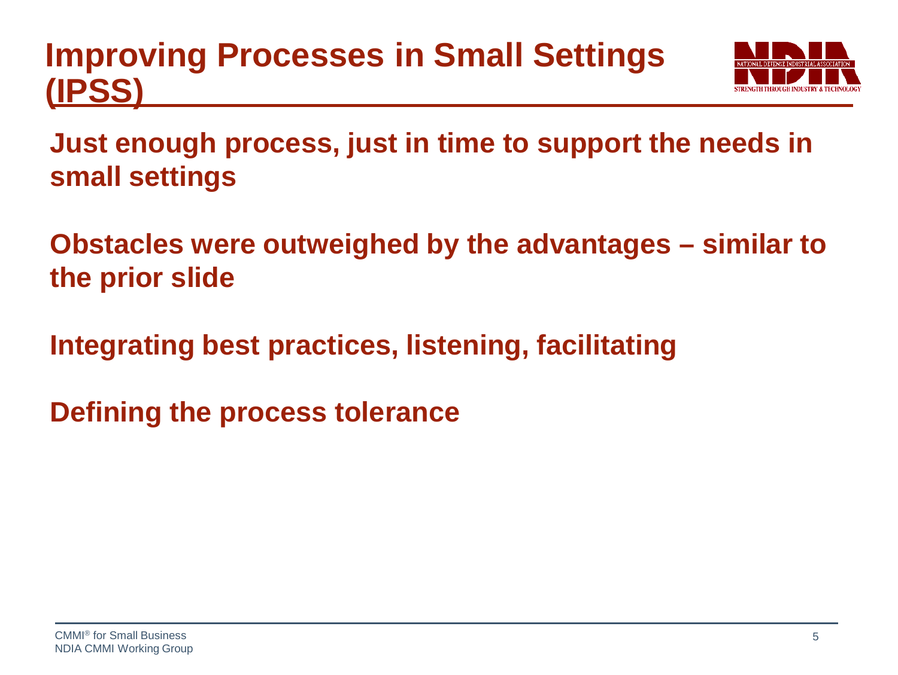# Improving Processes in Small Settings (IPSS)

Just enough process, just in time to support the needs in small settings

Obstacles were outweighed by the advantages – similar to the prior slide

Integrating best practices, listening, facilitating

Defining the process tolerance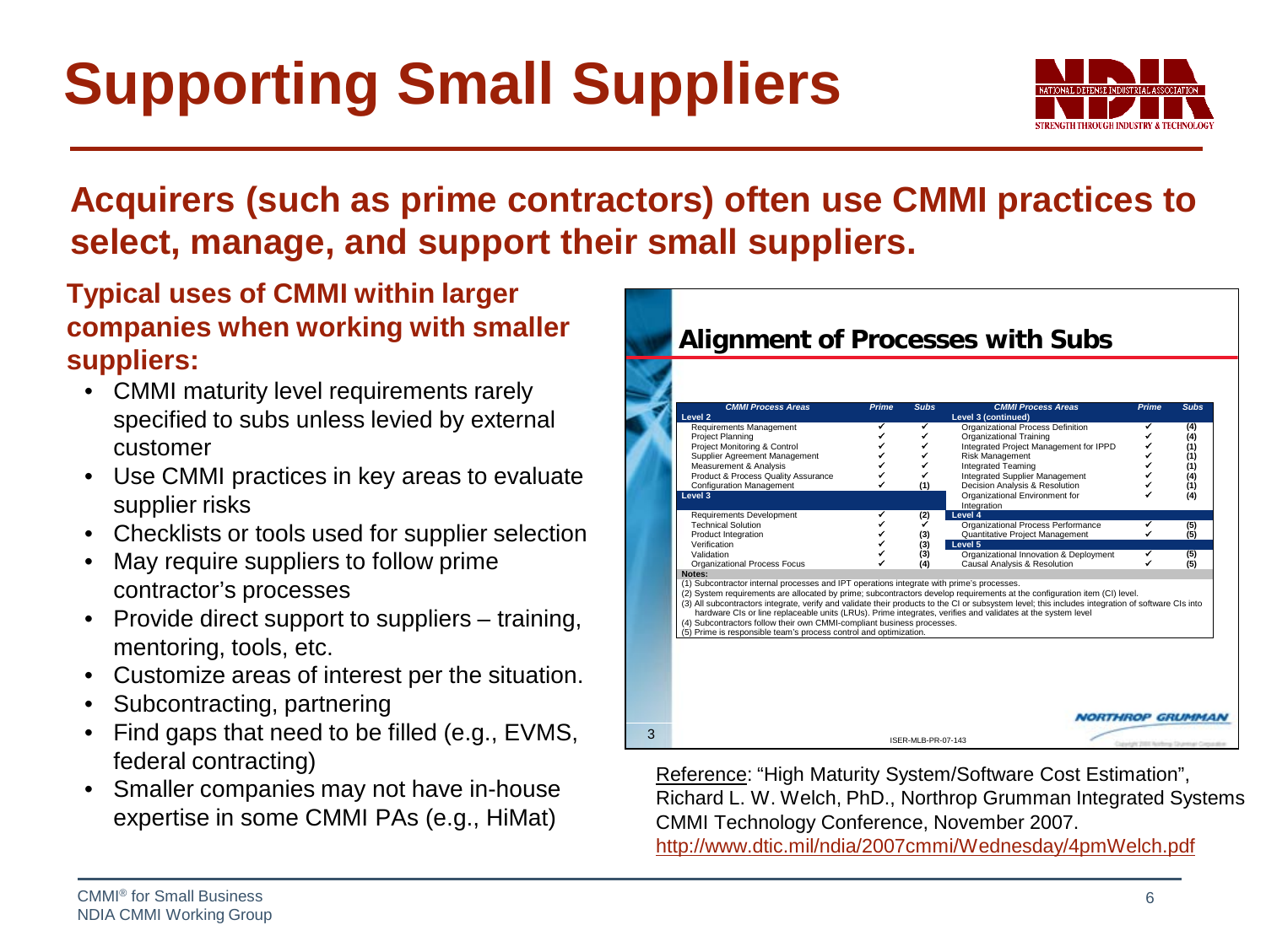# Supporting Small Suppliers

## Acquirers (such as prime contractors) often use CMMI practices to select, manage, and support their small suppliers.

**Typical uses of CMMI within larger companies when working with smaller suppliers:**

- CMMI maturity level requirements rarely specified to subs unless levied by external customer
- Use CMMI practices in key areas to evaluate supplier risks
- Checklists or tools used for supplier selection
- May require suppliers to follow prime contractor's processes
- Provide direct support to suppliers – training, mentoring, tools, etc.
- Customize areas of interest per the situation.
- Subcontracting, partnering
- Find gaps that need to be filled (e.g., EVMS, federal contracting)
- Smaller companies may not have in-house expertise in some CMMI PAs (e.g., HiMat)

### Alignment of Processes with Subs

| CMMI Process Areas | Prime | Subs | CMMI Process Areas | Prime | Subs |
|---|---|---|---|---|---|
| **Level 2** | | | **Level 3 (continued)** | | |
| Requirements Management | ✓ | ✓ | Organizational Process Definition | ✓ | (4) |
| Project Planning | ✓ | ✓ | Organizational Training | ✓ | (4) |
| Project Monitoring & Control | ✓ | ✓ | Integrated Project Management for IPPD | ✓ | (1) |
| Supplier Agreement Management | ✓ | ✓ | Risk Management | ✓ | (1) |
| Measurement & Analysis | ✓ | ✓ | Integrated Teaming | ✓ | (1) |
| Product & Process Quality Assurance | ✓ | ✓ | Integrated Supplier Management | ✓ | (4) |
| Configuration Management | ✓ | (1) | Decision Analysis & Resolution | ✓ | (1) |
| **Level 3** | | | Organizational Environment for Integration | ✓ | (4) |
| Requirements Development | ✓ | (2) | **Level 4** | | |
| Technical Solution | ✓ | ✓ | Organizational Process Performance | ✓ | (5) |
| Product Integration | ✓ | (3) | Quantitative Project Management | ✓ | (5) |
| Verification | ✓ | (3) | **Level 5** | | |
| Validation | ✓ | (3) | Organizational Innovation & Deployment | ✓ | (5) |
| Organizational Process Focus | ✓ | (4) | Causal Analysis & Resolution | ✓ | (5) |

**Notes:**

(1) Subcontractor internal processes and IPT operations integrate with prime's processes.
(2) System requirements are allocated by prime; subcontractors develop requirements at the configuration item (CI) level.
(3) All subcontractors integrate, verify and validate their products to the CI or subsystem level; this includes integration of software CIs into hardware CIs or line replaceable units (LRUs). Prime integrates, verifies and validates at the system level
(4) Subcontractors follow their own CMMI-compliant business processes.
(5) Prime is responsible team's process control and optimization.

ISER-MLB-PR-07-143

Reference: "High Maturity System/Software Cost Estimation", Richard L. W. Welch, PhD., Northrop Grumman Integrated Systems CMMI Technology Conference, November 2007. http://www.dtic.mil/ndia/2007cmmi/Wednesday/4pmWelch.pdf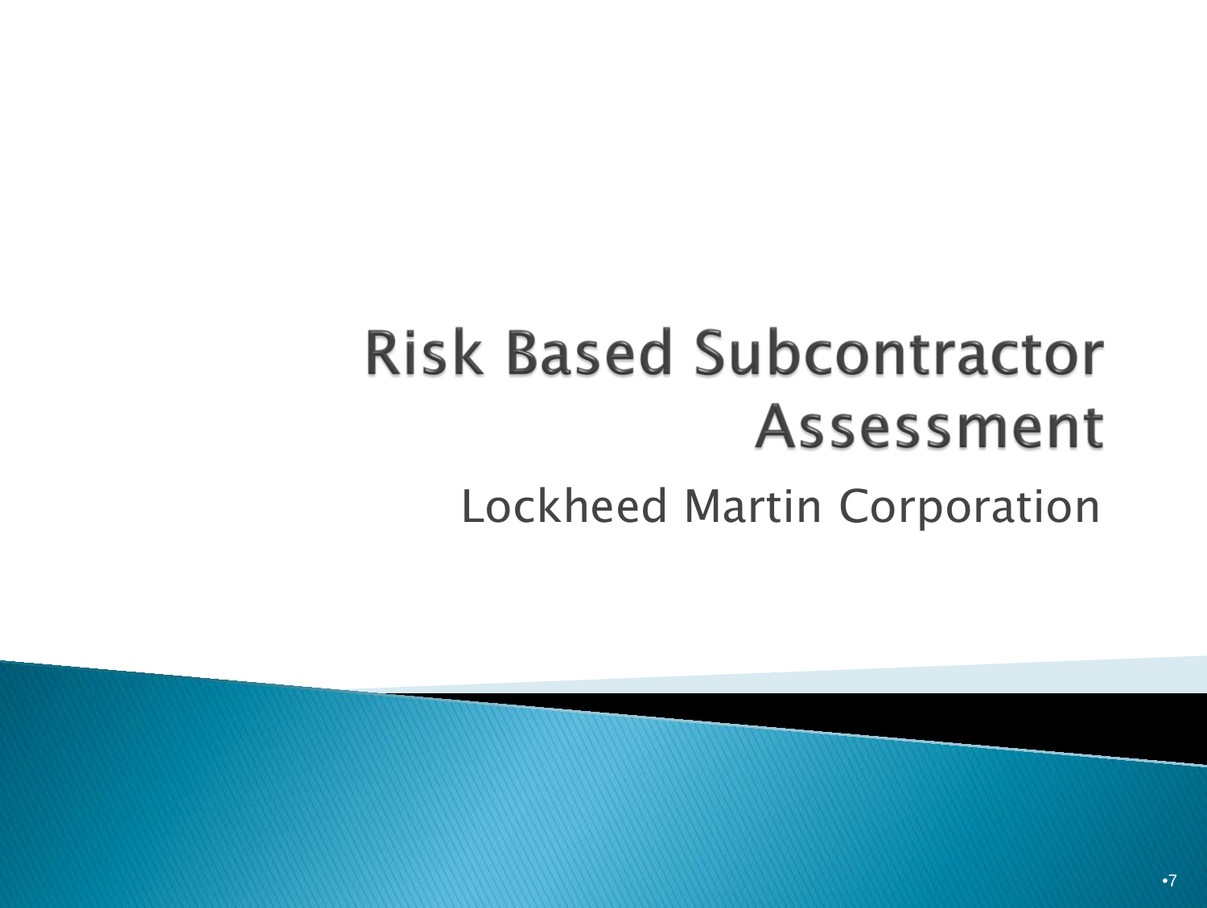# Risk Based Subcontractor Assessment

Lockheed Martin Corporation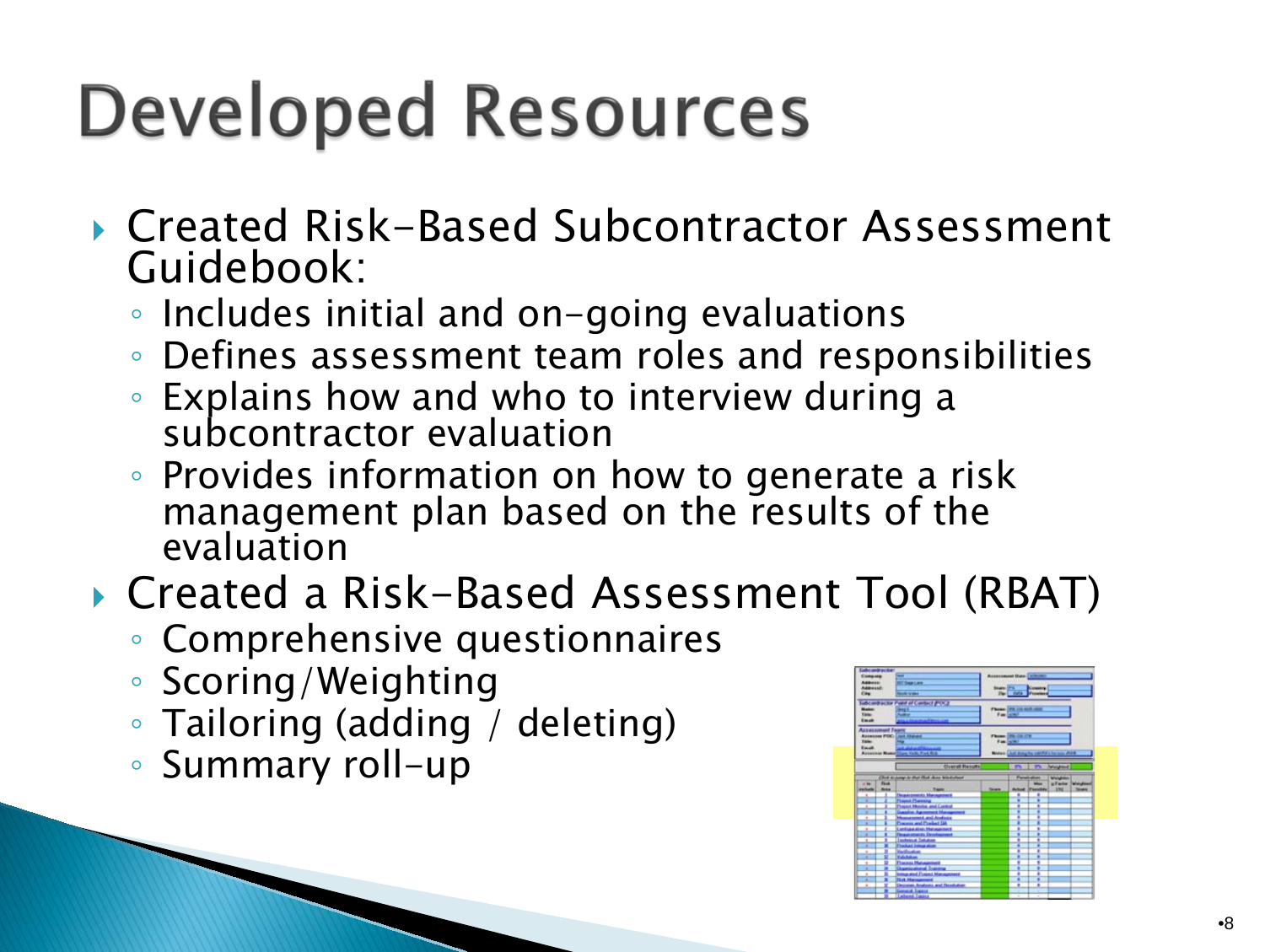# Developed Resources

- Created Risk-Based Subcontractor Assessment Guidebook:
  - Includes initial and on-going evaluations
  - Defines assessment team roles and responsibilities
  - Explains how and who to interview during a subcontractor evaluation
  - Provides information on how to generate a risk management plan based on the results of the evaluation
- Created a Risk-Based Assessment Tool (RBAT)
  - Comprehensive questionnaires
  - Scoring/Weighting
  - Tailoring (adding / deleting)
  - Summary roll-up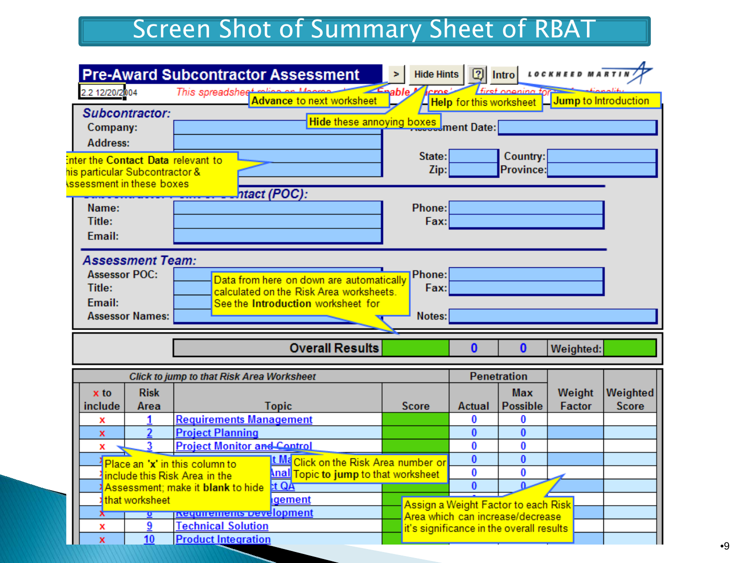# Screen Shot of Summary Sheet of RBAT

**Pre-Award Subcontractor Assessment**

2.2 12/20/2004

This spreadsheet relies on Macros ... Enable Macros ... first opening for ... functionality

Buttons: > | Hide Hints | ? | Intro — LOCKHEED MARTIN

Callouts:
- **Advance** to next worksheet
- **Hide** these annoying boxes
- **Help** for this worksheet
- **Jump** to Introduction
- Enter the **Contact Data** relevant to this particular Subcontractor & Assessment in these boxes
- Data from here on down are automatically calculated on the Risk Area worksheets. See the **Introduction** worksheet for
- Place an **'x'** in this column to include this Risk Area in the Assessment; make it **blank** to hide that worksheet
- Click on the Risk Area number or Topic **to jump** to that worksheet
- Assign a Weight Factor to each Risk Area which can increase/decrease it's significance in the overall results

**Subcontractor:**

- Company:
- Address:
- Assessment Date:
- State:
- Zip:
- Country:
- Province:

**Subcontractor Point of Contact (POC):**

- Name:
- Title:
- Email:
- Phone:
- Fax:

**Assessment Team:**

- Assessor POC:
- Title:
- Email:
- Assessor Names:
- Phone:
- Fax:
- Notes:

| | Overall Results | | 0 | 0 | Weighted: | |
|---|---|---|---|---|---|---|

*Click to jump to that Risk Area Worksheet*

| x to include | Risk Area | Topic | Score | Penetration Actual | Penetration Max Possible | Weight Factor | Weighted Score |
|---|---|---|---|---|---|---|---|
| x | 1 | Requirements Management | | 0 | 0 | | |
| x | 2 | Project Planning | | 0 | 0 | | |
| x | 3 | Project Monitor and Control | | 0 | 0 | | |
| x | 4 | ...t Ma... | | 0 | 0 | | |
| x | 5 | ...Anal... | | 0 | 0 | | |
| x | 6 | ...t QA | | 0 | 0 | | |
| x | 7 | ...gement | | | | | |
| x | 8 | Requirements Development | | | | | |
| x | 9 | Technical Solution | | | | | |
| x | 10 | Product Integration | | | | | |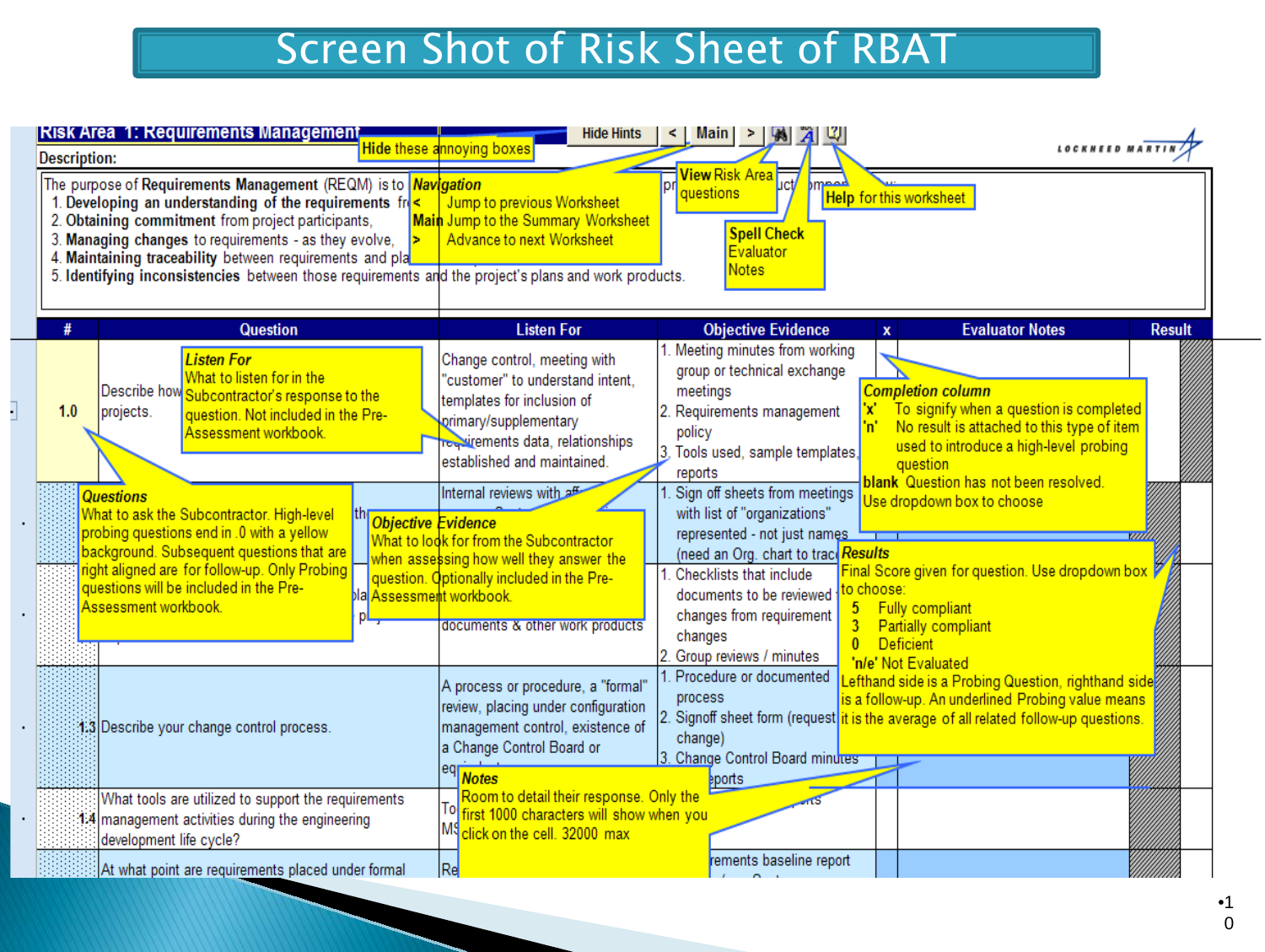# Screen Shot of Risk Sheet of RBAT

**Risk Area 1: Requirements Management**

Hide Hints | < | Main | >

**Description:**

The purpose of Requirements Management (REQM) is to

1. **Developing an understanding of the requirements** fr
2. **Obtaining commitment** from project participants,
3. **Managing changes** to requirements - as they evolve,
4. **Maintaining traceability** between requirements and pla
5. **Identifying inconsistencies** between those requirements and the project's plans and work products.

**Hide these annoying boxes**

***Navigation***
- **<** Jump to previous Worksheet
- **Main** Jump to the Summary Worksheet
- **>** Advance to next Worksheet

**View** Risk Area questions

**Spell Check** Evaluator Notes

**Help** for this worksheet

| # | Question | Listen For | Objective Evidence | x | Evaluator Notes | Result |
|---|---|---|---|---|---|---|
| 1.0 | Describe how ... projects. | Change control, meeting with "customer" to understand intent, templates for inclusion of primary/supplementary requirements data, relationships established and maintained. | 1. Meeting minutes from working group or technical exchange meetings<br>2. Requirements management policy<br>3. Tools used, sample templates, reports | | | |
| | | Internal reviews with af... | 1. Sign off sheets from meetings with list of "organizations" represented - not just names (need an Org. chart to trac... | | | |
| | | ... documents & other work products | 1. Checklists that include documents to be reviewed ... changes from requirement changes<br>2. Group reviews / minutes | | | |
| 1.3 | Describe your change control process. | A process or procedure, a "formal" review, placing under configuration management control, existence of a Change Control Board or eq... | 1. Procedure or documented process<br>2. Signoff sheet form (request change)<br>3. Change Control Board minutes ...eports | | | |
| 1.4 | What tools are utilized to support the requirements management activities during the engineering development life cycle? | To... MS... | ...nts | | | |
| | At what point are requirements placed under formal | Re... | ...rements baseline report | | | |

***Listen For***
What to listen for in the Subcontractor's response to the question. Not included in the Pre-Assessment workbook.

***Questions***
What to ask the Subcontractor. High-level probing questions end in .0 with a yellow background. Subsequent questions that are right aligned are for follow-up. Only Probing questions will be included in the Pre-Assessment workbook.

***Objective Evidence***
What to look for from the Subcontractor when assessing how well they answer the question. Optionally included in the Pre-Assessment workbook.

***Completion column***
- **'x'** To signify when a question is completed
- **'n'** No result is attached to this type of item used to introduce a high-level probing question
- **blank** Question has not been resolved.

Use dropdown box to choose

***Results***
Final Score given for question. Use dropdown box to choose:
- 5 Fully compliant
- 3 Partially compliant
- 0 Deficient
- 'n/e' Not Evaluated

Lefthand side is a Probing Question, righthand side is a follow-up. An underlined Probing value means it is the average of all related follow-up questions.

***Notes***
Room to detail their response. Only the first 1000 characters will show when you click on the cell. 32000 max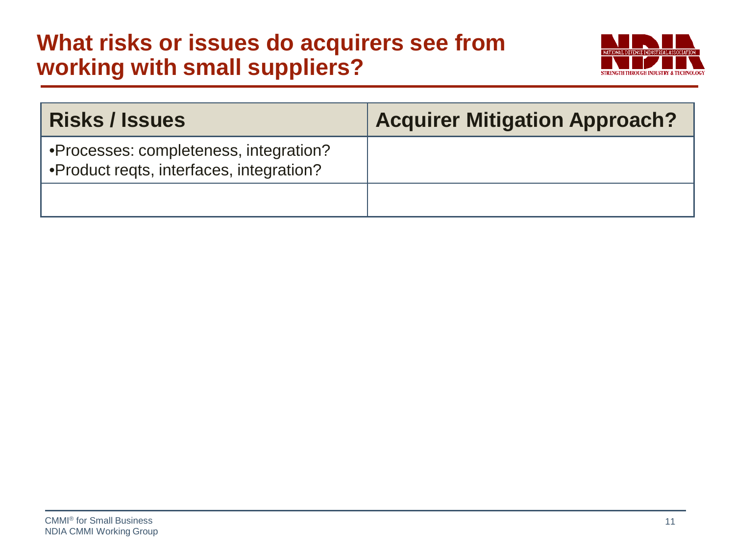# What risks or issues do acquirers see from working with small suppliers?

| Risks / Issues | Acquirer Mitigation Approach? |
|---|---|
| •Processes: completeness, integration?<br>•Product reqts, interfaces, integration? | |
| | |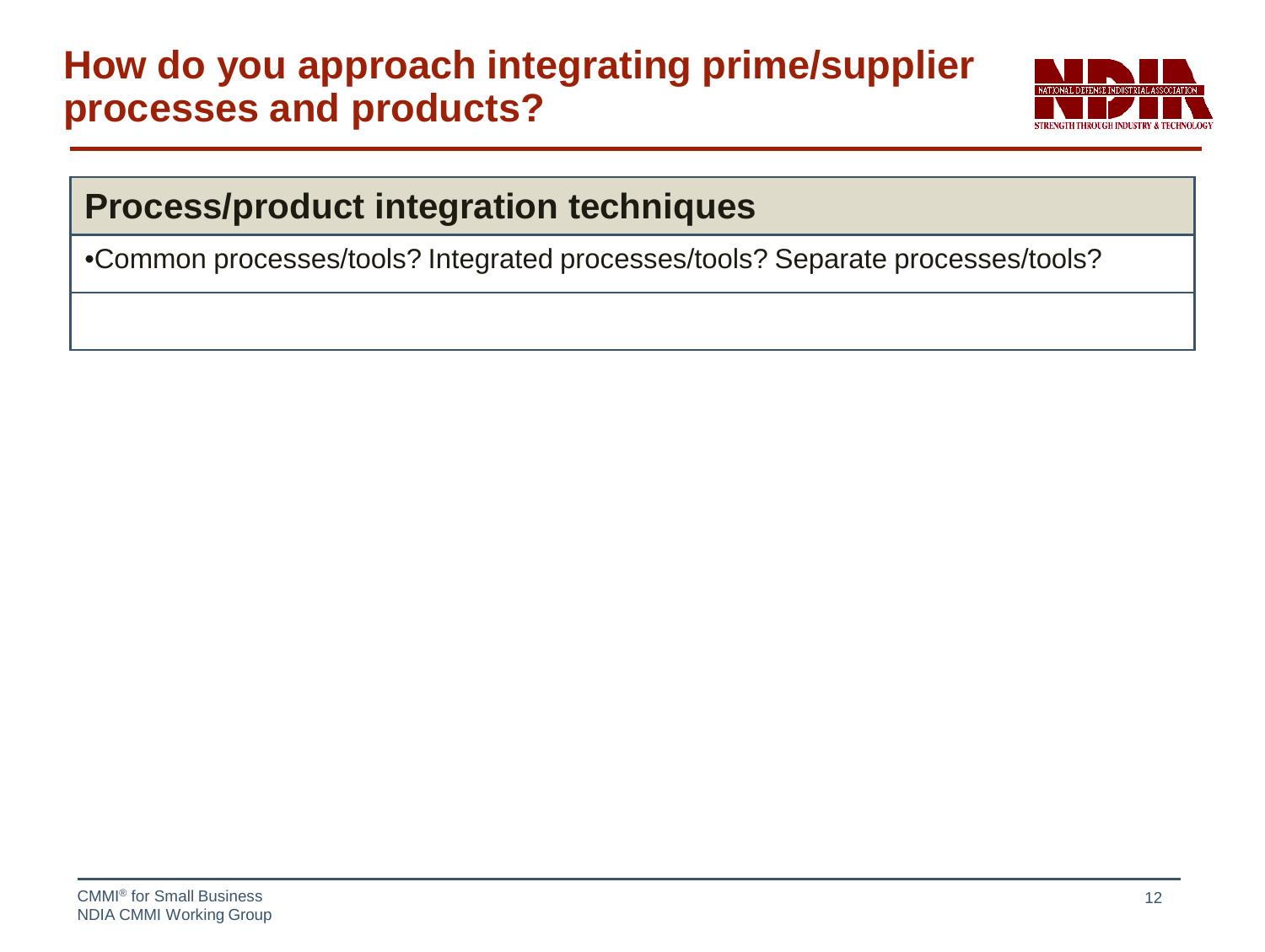# How do you approach integrating prime/supplier processes and products?

| Process/product integration techniques |
| --- |
| •Common processes/tools? Integrated processes/tools? Separate processes/tools? |
| |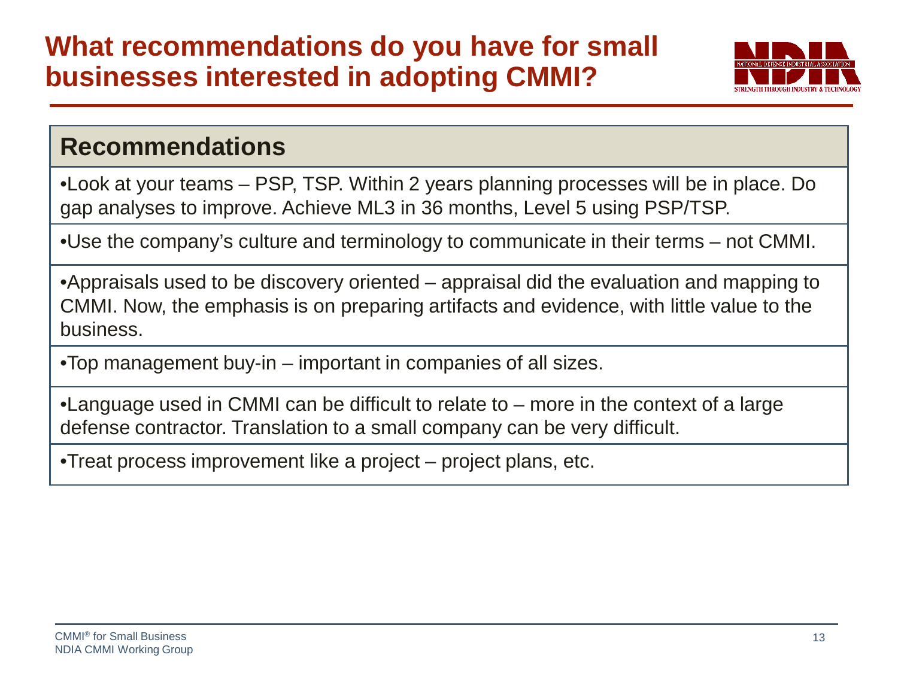# What recommendations do you have for small businesses interested in adopting CMMI?

## Recommendations

- Look at your teams – PSP, TSP. Within 2 years planning processes will be in place. Do gap analyses to improve. Achieve ML3 in 36 months, Level 5 using PSP/TSP.
- Use the company's culture and terminology to communicate in their terms – not CMMI.
- Appraisals used to be discovery oriented – appraisal did the evaluation and mapping to CMMI. Now, the emphasis is on preparing artifacts and evidence, with little value to the business.
- Top management buy-in – important in companies of all sizes.
- Language used in CMMI can be difficult to relate to – more in the context of a large defense contractor. Translation to a small company can be very difficult.
- Treat process improvement like a project – project plans, etc.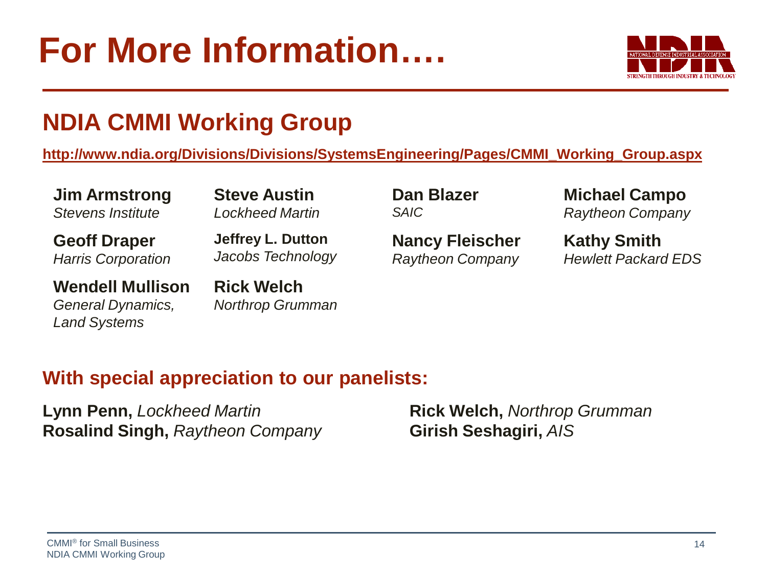# For More Information….

## NDIA CMMI Working Group

http://www.ndia.org/Divisions/Divisions/SystemsEngineering/Pages/CMMI_Working_Group.aspx

**Jim Armstrong**
*Stevens Institute*

**Geoff Draper**
*Harris Corporation*

**Wendell Mullison**
*General Dynamics, Land Systems*

**Steve Austin**
*Lockheed Martin*

**Jeffrey L. Dutton**
*Jacobs Technology*

**Rick Welch**
*Northrop Grumman*

**Dan Blazer**
*SAIC*

**Nancy Fleischer**
*Raytheon Company*

**Michael Campo**
*Raytheon Company*

**Kathy Smith**
*Hewlett Packard EDS*

### With special appreciation to our panelists:

**Lynn Penn,** *Lockheed Martin*
**Rosalind Singh,** *Raytheon Company*
**Rick Welch,** *Northrop Grumman*
**Girish Seshagiri,** *AIS*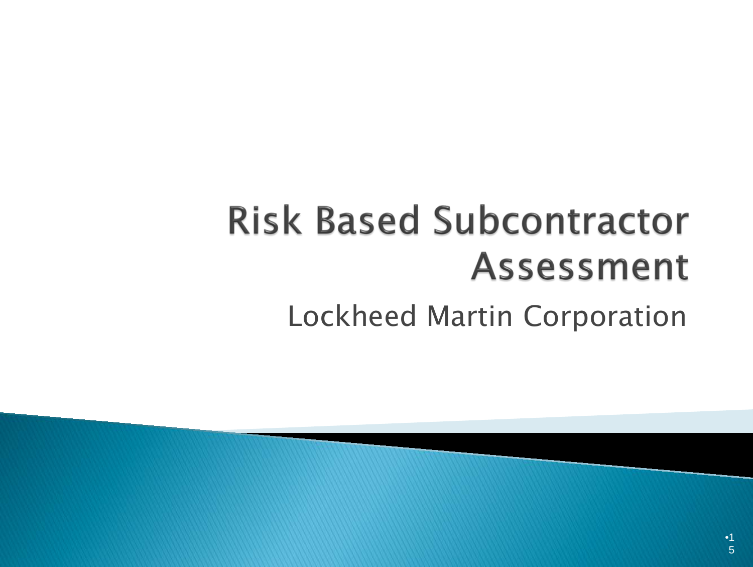# Risk Based Subcontractor Assessment

Lockheed Martin Corporation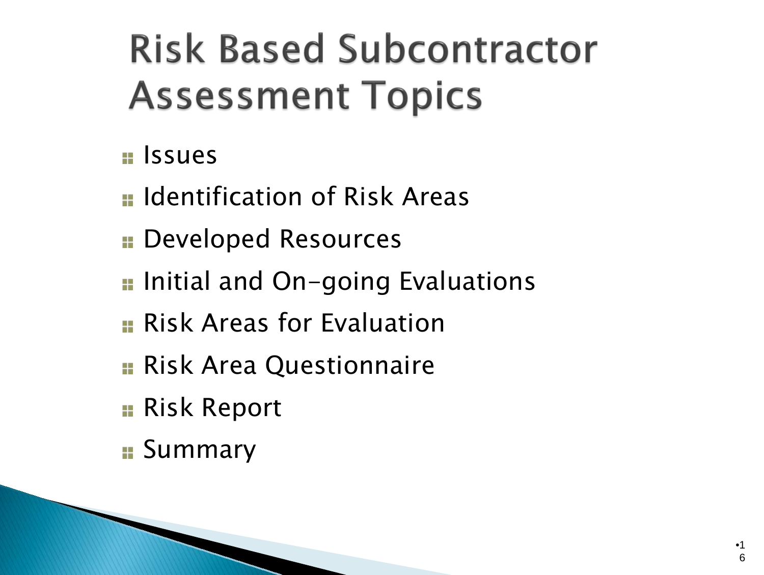# Risk Based Subcontractor Assessment Topics

- Issues
- Identification of Risk Areas
- Developed Resources
- Initial and On-going Evaluations
- Risk Areas for Evaluation
- Risk Area Questionnaire
- Risk Report
- Summary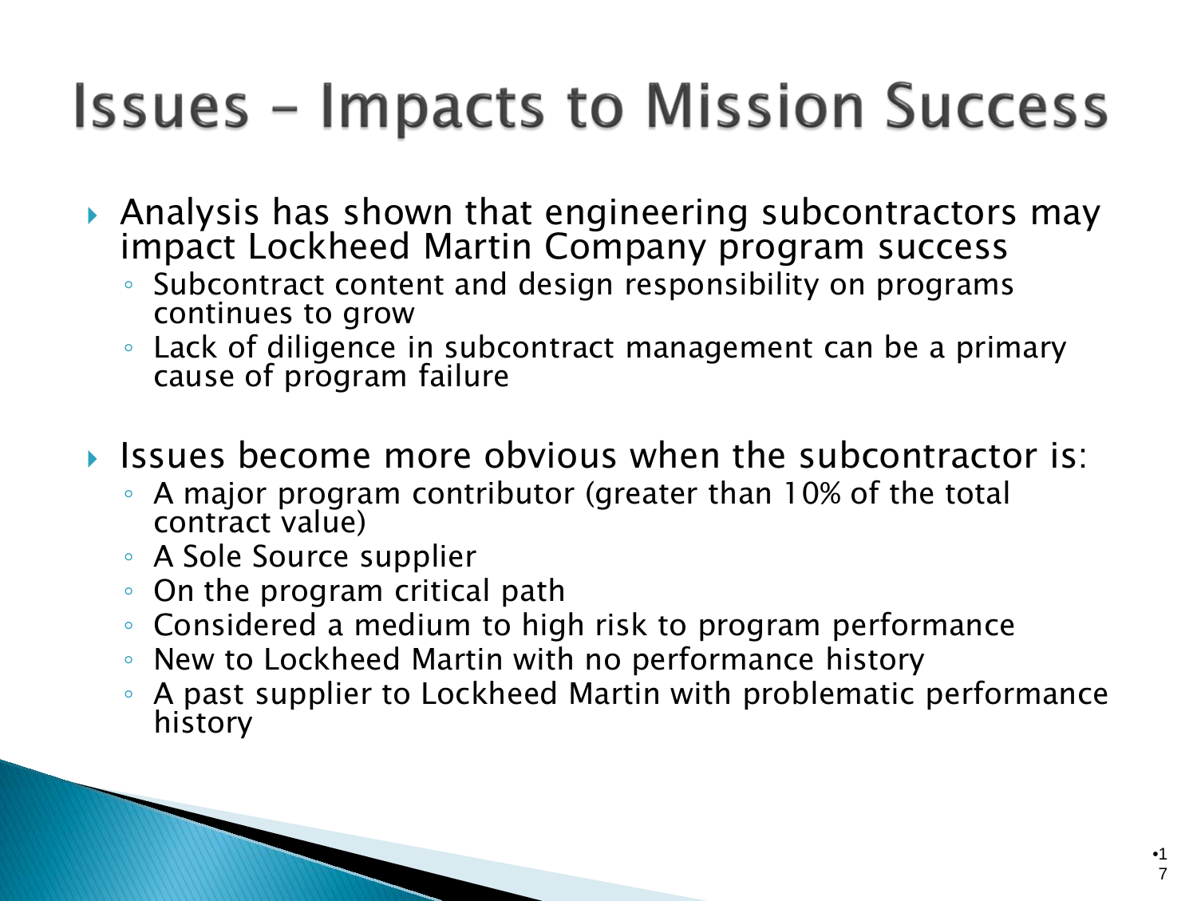# Issues – Impacts to Mission Success

- Analysis has shown that engineering subcontractors may impact Lockheed Martin Company program success
  - Subcontract content and design responsibility on programs continues to grow
  - Lack of diligence in subcontract management can be a primary cause of program failure

- Issues become more obvious when the subcontractor is:
  - A major program contributor (greater than 10% of the total contract value)
  - A Sole Source supplier
  - On the program critical path
  - Considered a medium to high risk to program performance
  - New to Lockheed Martin with no performance history
  - A past supplier to Lockheed Martin with problematic performance history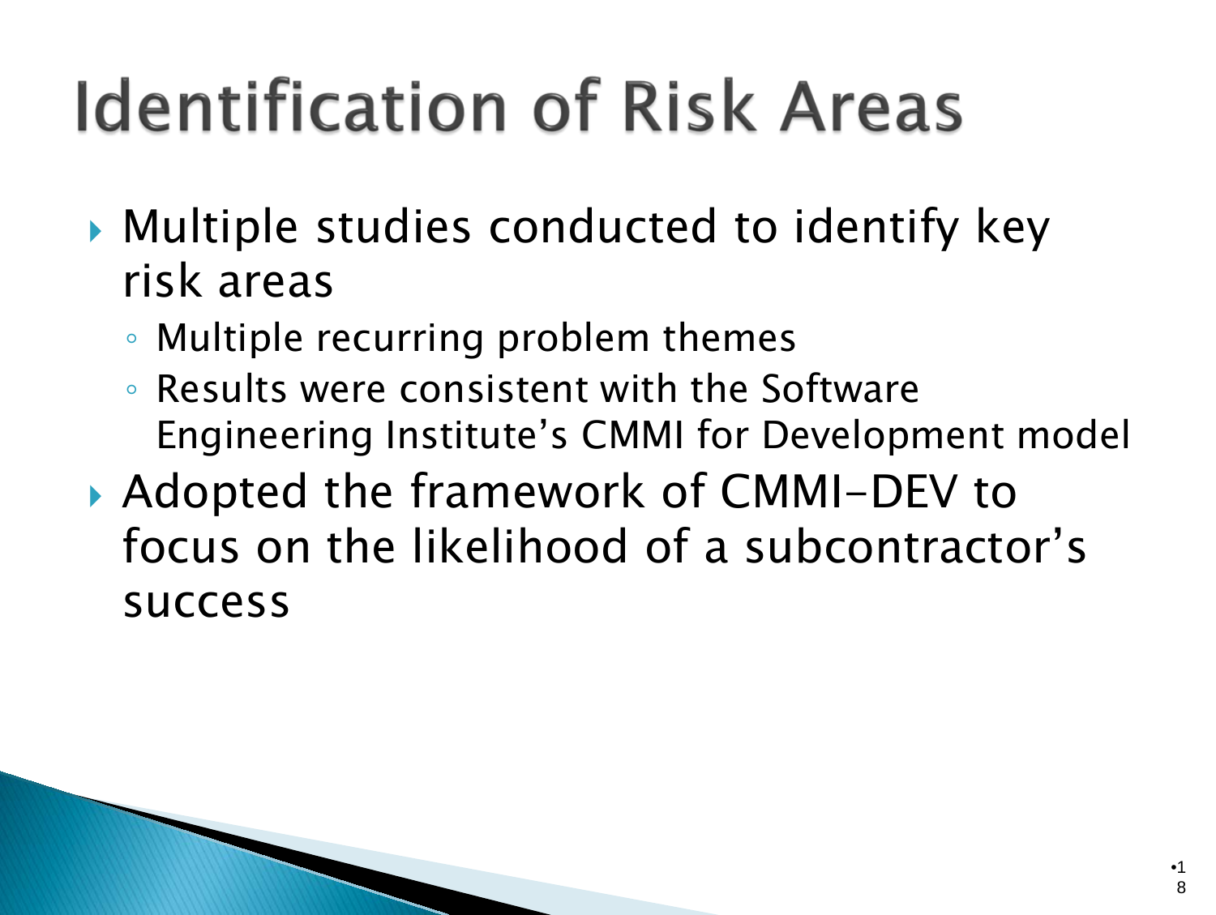# Identification of Risk Areas

- Multiple studies conducted to identify key risk areas
  - Multiple recurring problem themes
  - Results were consistent with the Software Engineering Institute's CMMI for Development model
- Adopted the framework of CMMI-DEV to focus on the likelihood of a subcontractor's success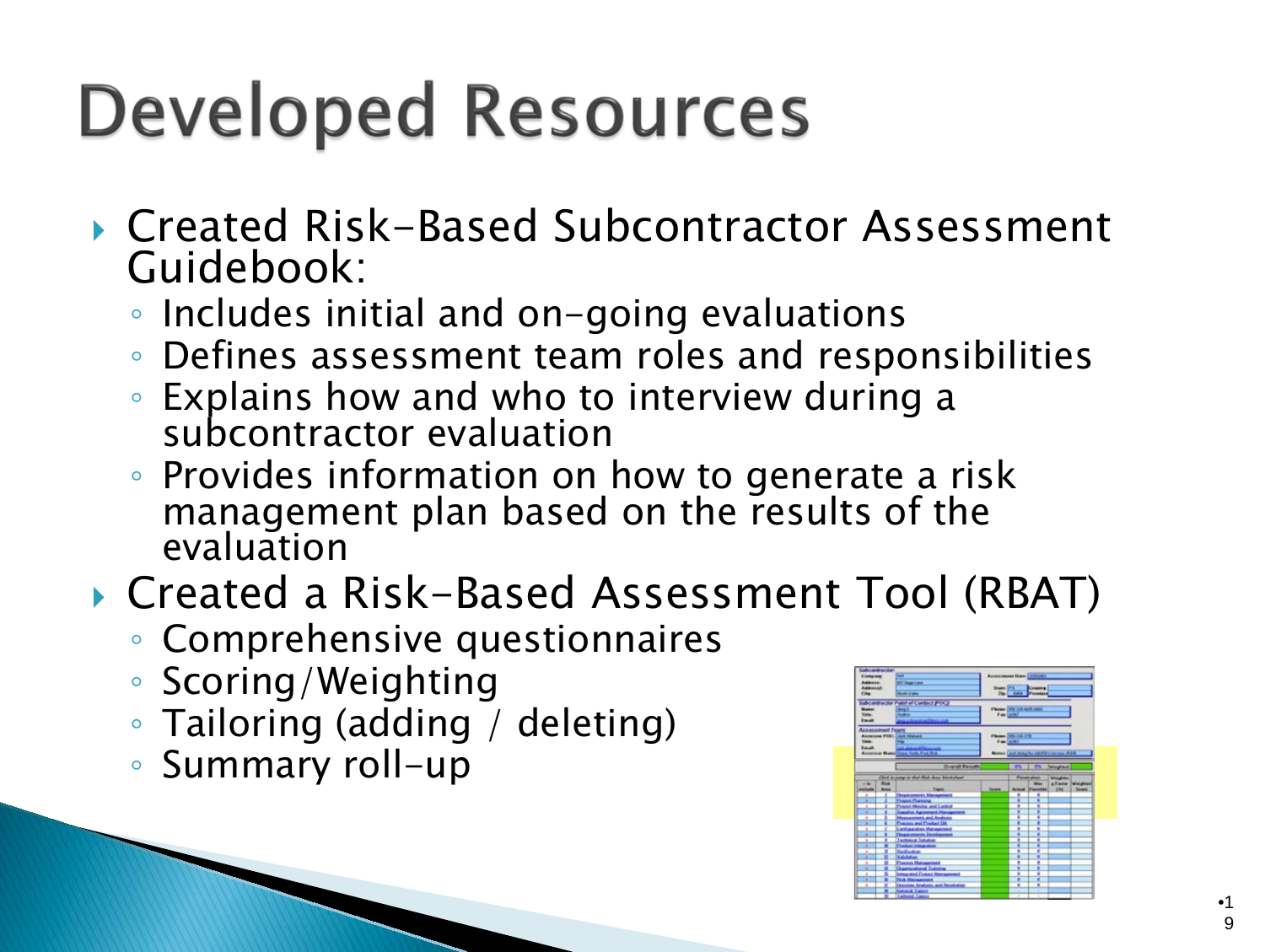# Developed Resources

- Created Risk-Based Subcontractor Assessment Guidebook:
  - Includes initial and on-going evaluations
  - Defines assessment team roles and responsibilities
  - Explains how and who to interview during a subcontractor evaluation
  - Provides information on how to generate a risk management plan based on the results of the evaluation
- Created a Risk-Based Assessment Tool (RBAT)
  - Comprehensive questionnaires
  - Scoring/Weighting
  - Tailoring (adding / deleting)
  - Summary roll-up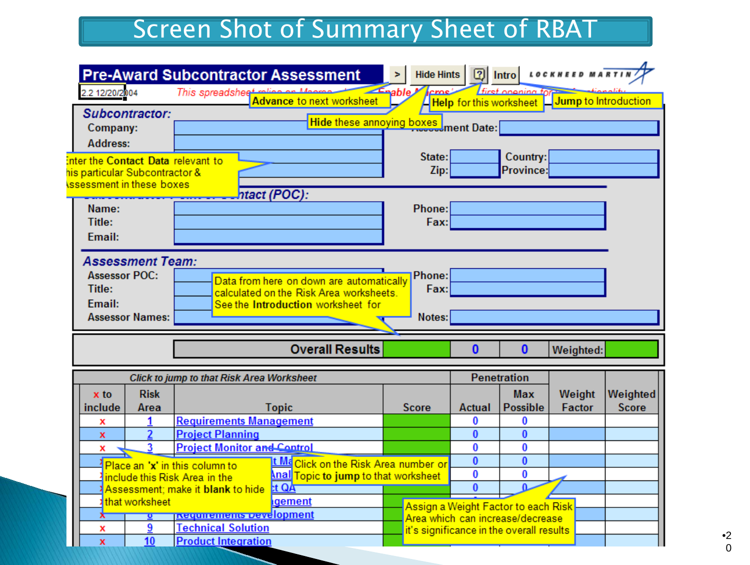# Screen Shot of Summary Sheet of RBAT

**Pre-Award Subcontractor Assessment**

2.2 12/20/2004 — *This spreadsheet relies on Macros ... Enable Macros ... first opening for ... functionality*

Buttons: > | Hide Hints | ? | Intro — LOCKHEED MARTIN

Hints:
- **Advance** to next worksheet
- **Hide** these annoying boxes
- **Help** for this worksheet
- **Jump** to Introduction

***Subcontractor:***

- Company:
- Address:
- Assessment Date:
- State:
- Zip:
- Country:
- Province:

Hint: Enter the **Contact Data** relevant to this particular Subcontractor & Assessment in these boxes

***Subcontractor Point of Contact (POC):***

- Name:
- Title:
- Email:
- Phone:
- Fax:

***Assessment Team:***

- Assessor POC:
- Title:
- Email:
- Assessor Names:
- Phone:
- Fax:
- Notes:

Hint: Data from here on down are automatically calculated on the Risk Area worksheets. See the **Introduction** worksheet for ...

| | | Overall Results | | 0 | 0 | Weighted: | |
|---|---|---|---|---|---|---|---|

*Click to jump to that Risk Area Worksheet*

| x to include | Risk Area | Topic | Score | Penetration Actual | Penetration Max Possible | Weight Factor | Weighted Score |
|---|---|---|---|---|---|---|---|
| x | 1 | Requirements Management | | 0 | 0 | | |
| x | 2 | Project Planning | | 0 | 0 | | |
| x | 3 | Project Monitor and Control | | 0 | 0 | | |
| x | 4 | ...t Ma... | | 0 | 0 | | |
| x | 5 | ...Anal... | | 0 | 0 | | |
| x | 6 | ...t QA | | 0 | 0 | | |
| x | 7 | ...gement | | | | | |
| x | 8 | Requirements Development | | | | | |
| x | 9 | Technical Solution | | | | | |
| x | 10 | Product Integration | | | | | |

Hints:
- Place an **'x'** in this column to include this Risk Area in the Assessment; make it **blank** to hide that worksheet
- Click on the Risk Area number or Topic **to jump** to that worksheet
- Assign a Weight Factor to each Risk Area which can increase/decrease it's significance in the overall results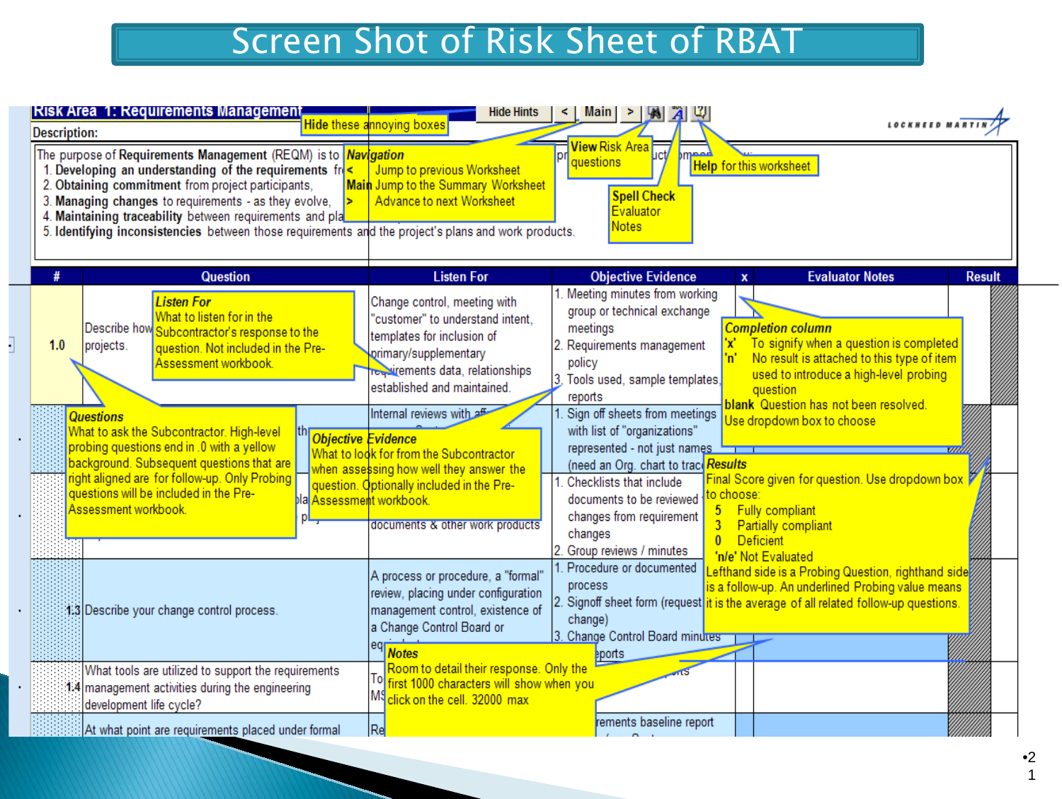# Screen Shot of Risk Sheet of RBAT

**Risk Area 1: Requirements Management**

Hide Hints | < | Main | >

**Description:**

The purpose of Requirements Management (REQM) is to ...

1. **Developing an understanding of the requirements** fr...
2. **Obtaining commitment** from project participants,
3. **Managing changes** to requirements - as they evolve,
4. **Maintaining traceability** between requirements and pla...
5. **Identifying inconsistencies** between those requirements and the project's plans and work products.

**Hide these annoying boxes**

***Navigation***
- **<** Jump to previous Worksheet
- **Main** Jump to the Summary Worksheet
- **>** Advance to next Worksheet

**View** Risk Area questions

**Spell Check** Evaluator Notes

**Help** for this worksheet

| # | Question | Listen For | Objective Evidence | x | Evaluator Notes | Result |
|---|---|---|---|---|---|---|
| 1.0 | Describe how ... projects. | Change control, meeting with "customer" to understand intent, templates for inclusion of primary/supplementary requirements data, relationships established and maintained. | 1. Meeting minutes from working group or technical exchange meetings<br>2. Requirements management policy<br>3. Tools used, sample templates, reports | | | |
| | th... | Internal reviews with aff... | 1. Sign off sheets from meetings with list of "organizations" represented - not just names (need an Org. chart to trac... | | | |
| | pla... p... | ... documents & other work products | 1. Checklists that include documents to be reviewed changes from requirement changes<br>2. Group reviews / minutes | | | |
| 1.3 | Describe your change control process. | A process or procedure, a "formal" review, placing under configuration management control, existence of a Change Control Board or eq... | 1. Procedure or documented process<br>2. Signoff sheet form (request change)<br>3. Change Control Board minutes ... reports | | | |
| 1.4 | What tools are utilized to support the requirements management activities during the engineering development life cycle? | To... MS... | ...ts | | | |
| | At what point are requirements placed under formal | Re... | ...rements baseline report | | | |

***Listen For***
What to listen for in the Subcontractor's response to the question. Not included in the Pre-Assessment workbook.

***Questions***
What to ask the Subcontractor. High-level probing questions end in .0 with a yellow background. Subsequent questions that are right aligned are for follow-up. Only Probing questions will be included in the Pre-Assessment workbook.

***Objective Evidence***
What to look for from the Subcontractor when assessing how well they answer the question. Optionally included in the Pre-Assessment workbook.

***Completion column***
- **'x'** To signify when a question is completed
- **'n'** No result is attached to this type of item used to introduce a high-level probing question
- **blank** Question has not been resolved.

Use dropdown box to choose

***Results***
Final Score given for question. Use dropdown box to choose:
- 5 Fully compliant
- 3 Partially compliant
- 0 Deficient
- 'n/e' Not Evaluated

Lefthand side is a Probing Question, righthand side is a follow-up. An underlined Probing value means it is the average of all related follow-up questions.

***Notes***
Room to detail their response. Only the first 1000 characters will show when you click on the cell. 32000 max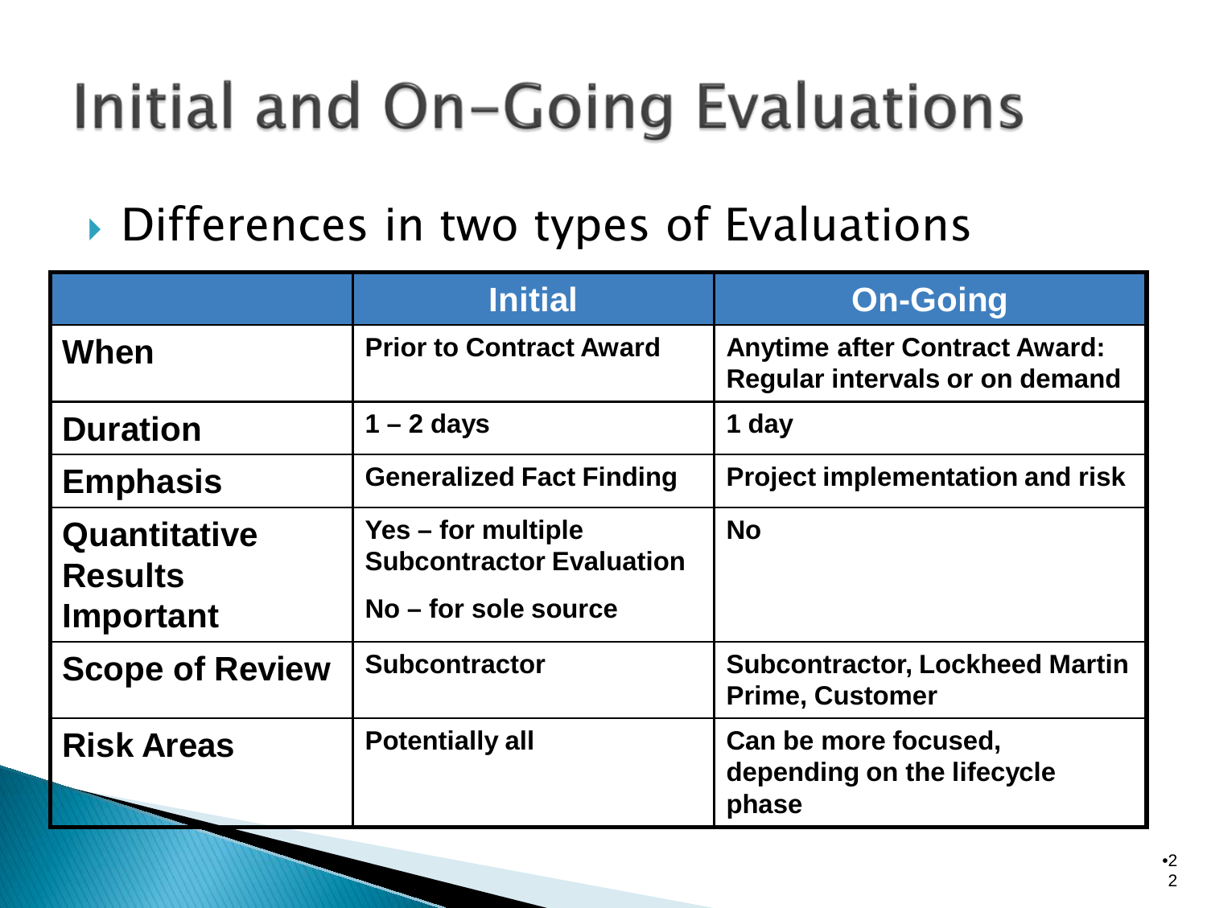# Initial and On-Going Evaluations

- Differences in two types of Evaluations

| | Initial | On-Going |
|---|---|---|
| **When** | **Prior to Contract Award** | **Anytime after Contract Award: Regular intervals or on demand** |
| **Duration** | **1 – 2 days** | **1 day** |
| **Emphasis** | **Generalized Fact Finding** | **Project implementation and risk** |
| **Quantitative Results Important** | **Yes – for multiple Subcontractor Evaluation**<br>**No – for sole source** | **No** |
| **Scope of Review** | **Subcontractor** | **Subcontractor, Lockheed Martin Prime, Customer** |
| **Risk Areas** | **Potentially all** | **Can be more focused, depending on the lifecycle phase** |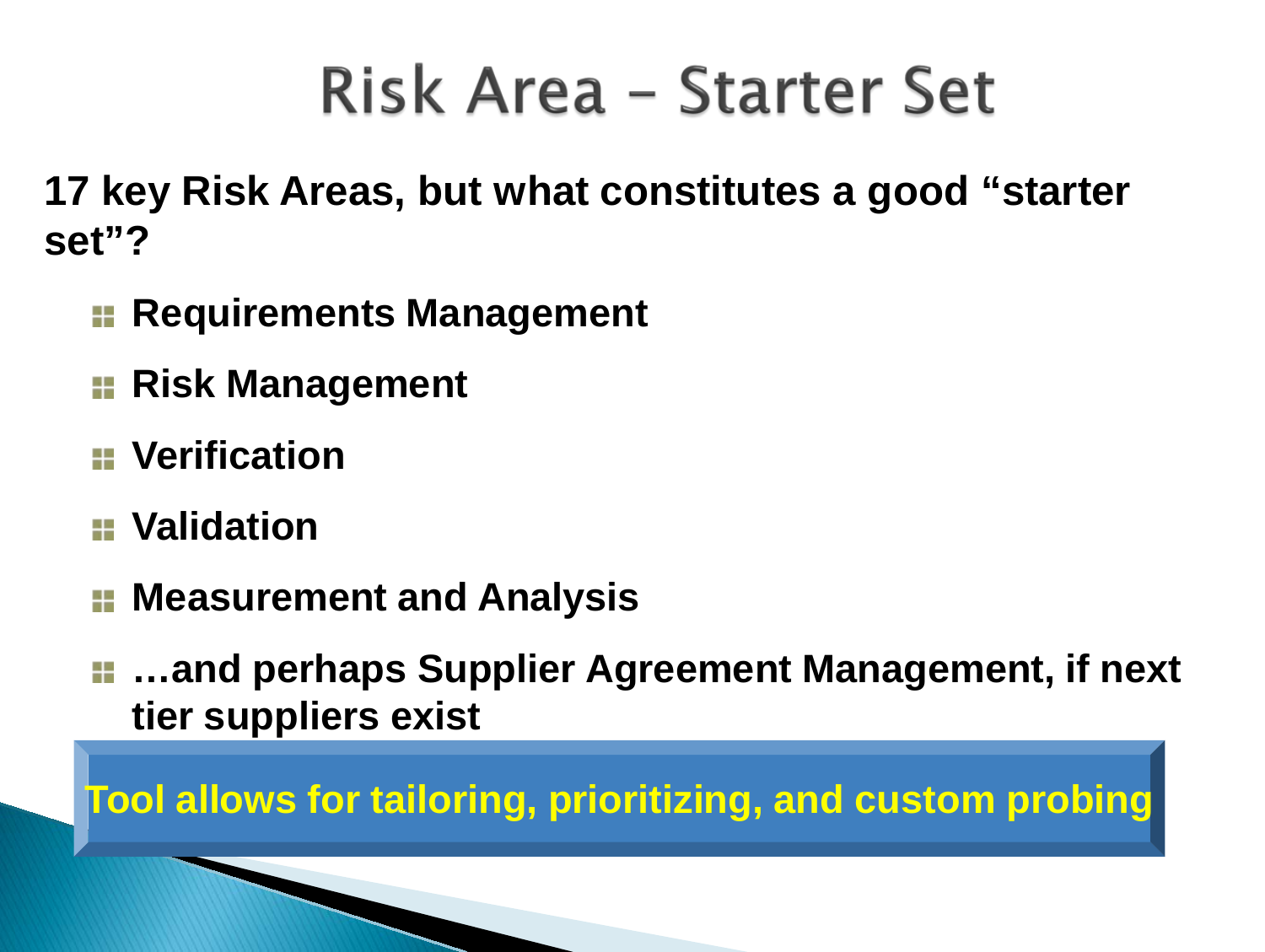# Risk Area – Starter Set

**17 key Risk Areas, but what constitutes a good "starter set"?**

- **Requirements Management**
- **Risk Management**
- **Verification**
- **Validation**
- **Measurement and Analysis**
- **…and perhaps Supplier Agreement Management, if next tier suppliers exist**

**Tool allows for tailoring, prioritizing, and custom probing**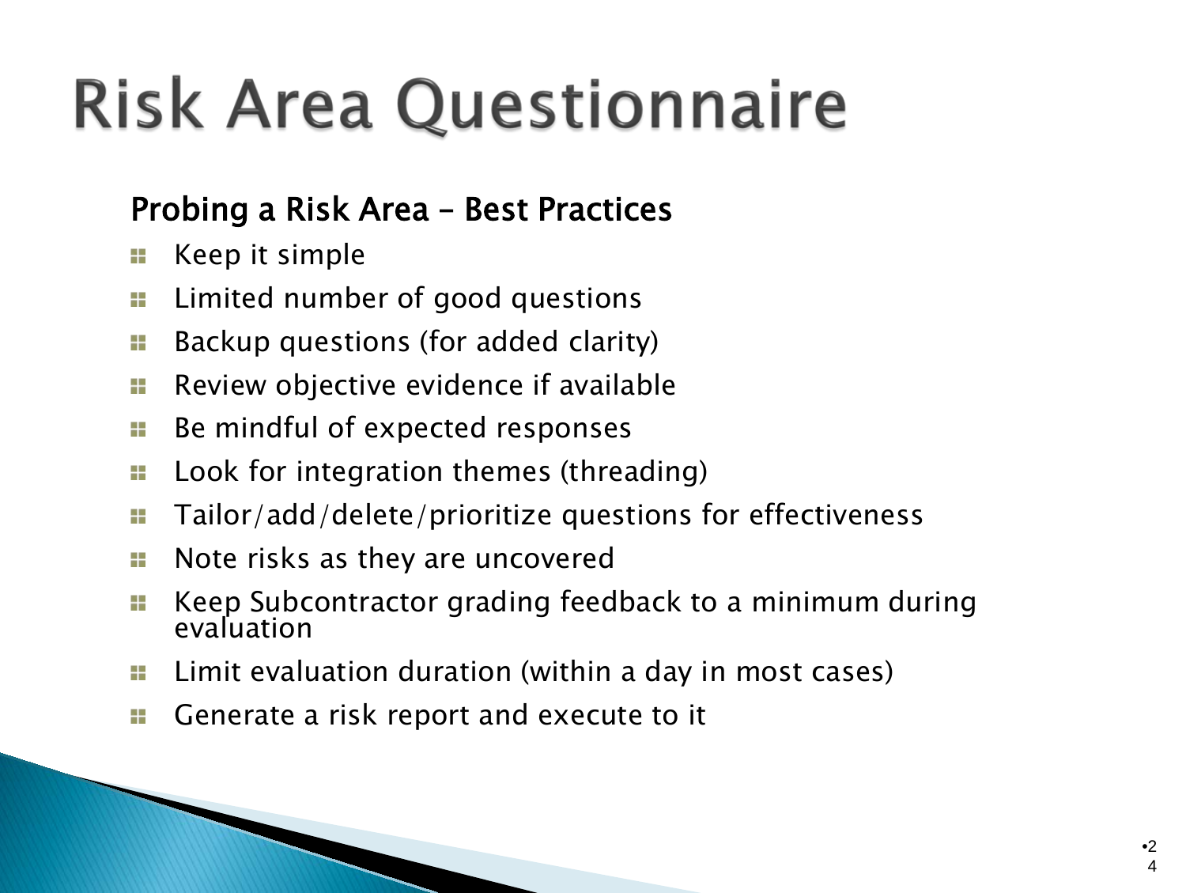# Risk Area Questionnaire

## Probing a Risk Area – Best Practices

- Keep it simple
- Limited number of good questions
- Backup questions (for added clarity)
- Review objective evidence if available
- Be mindful of expected responses
- Look for integration themes (threading)
- Tailor/add/delete/prioritize questions for effectiveness
- Note risks as they are uncovered
- Keep Subcontractor grading feedback to a minimum during evaluation
- Limit evaluation duration (within a day in most cases)
- Generate a risk report and execute to it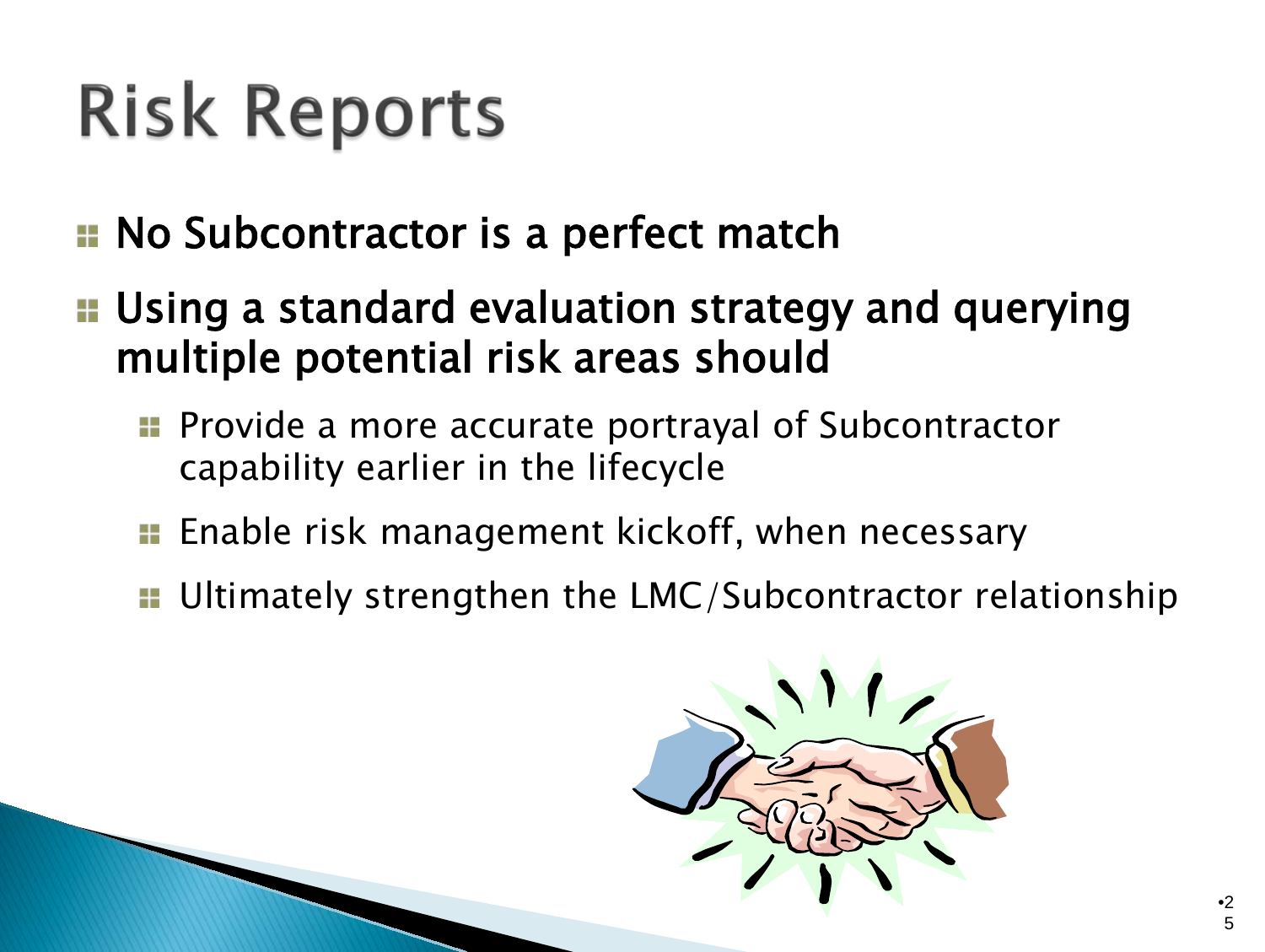# Risk Reports

- No Subcontractor is a perfect match
- Using a standard evaluation strategy and querying multiple potential risk areas should
  - Provide a more accurate portrayal of Subcontractor capability earlier in the lifecycle
  - Enable risk management kickoff, when necessary
  - Ultimately strengthen the LMC/Subcontractor relationship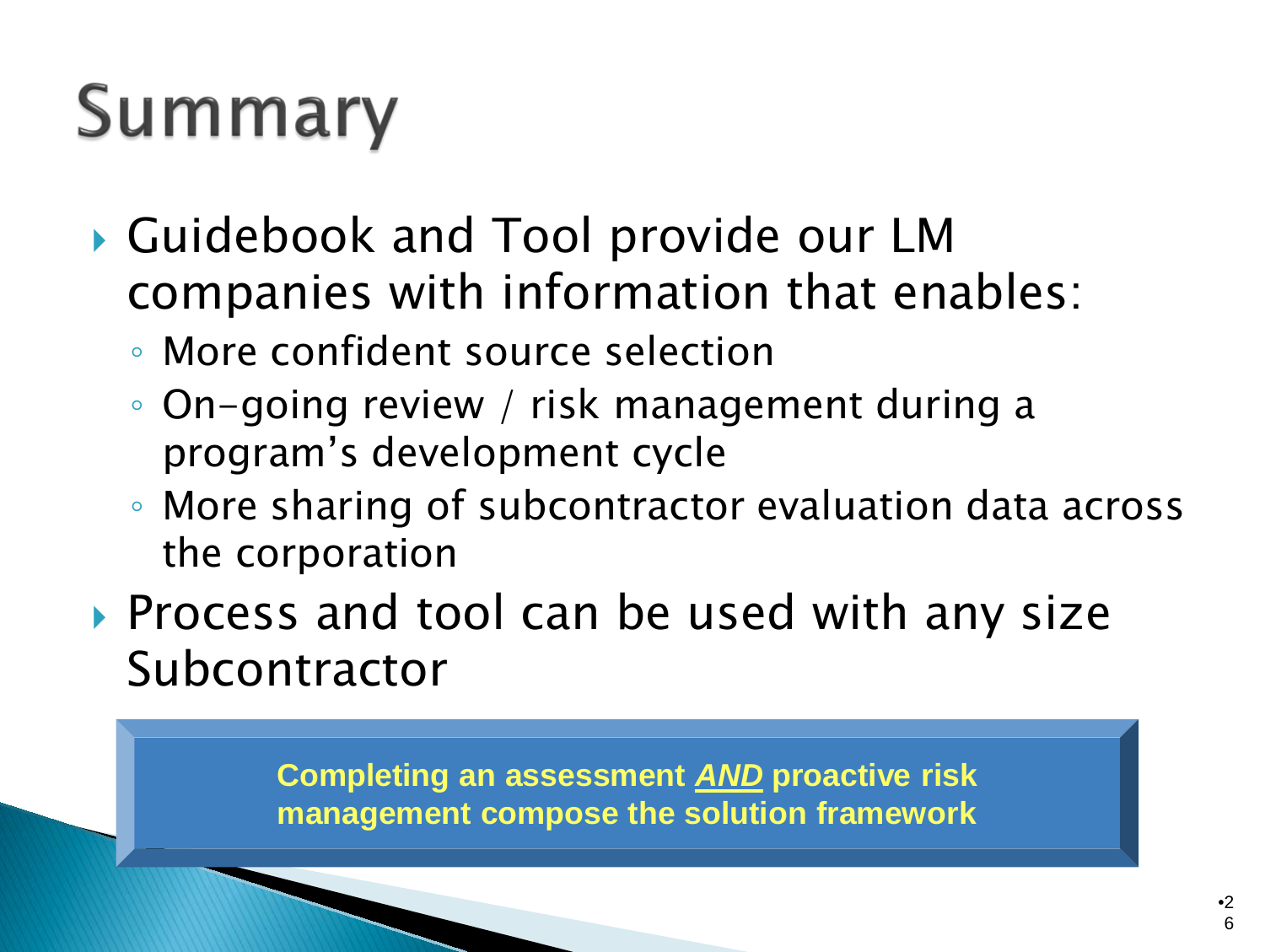# Summary

- Guidebook and Tool provide our LM companies with information that enables:
  - More confident source selection
  - On-going review / risk management during a program's development cycle
  - More sharing of subcontractor evaluation data across the corporation
- Process and tool can be used with any size Subcontractor

**Completing an assessment *AND* proactive risk management compose the solution framework**